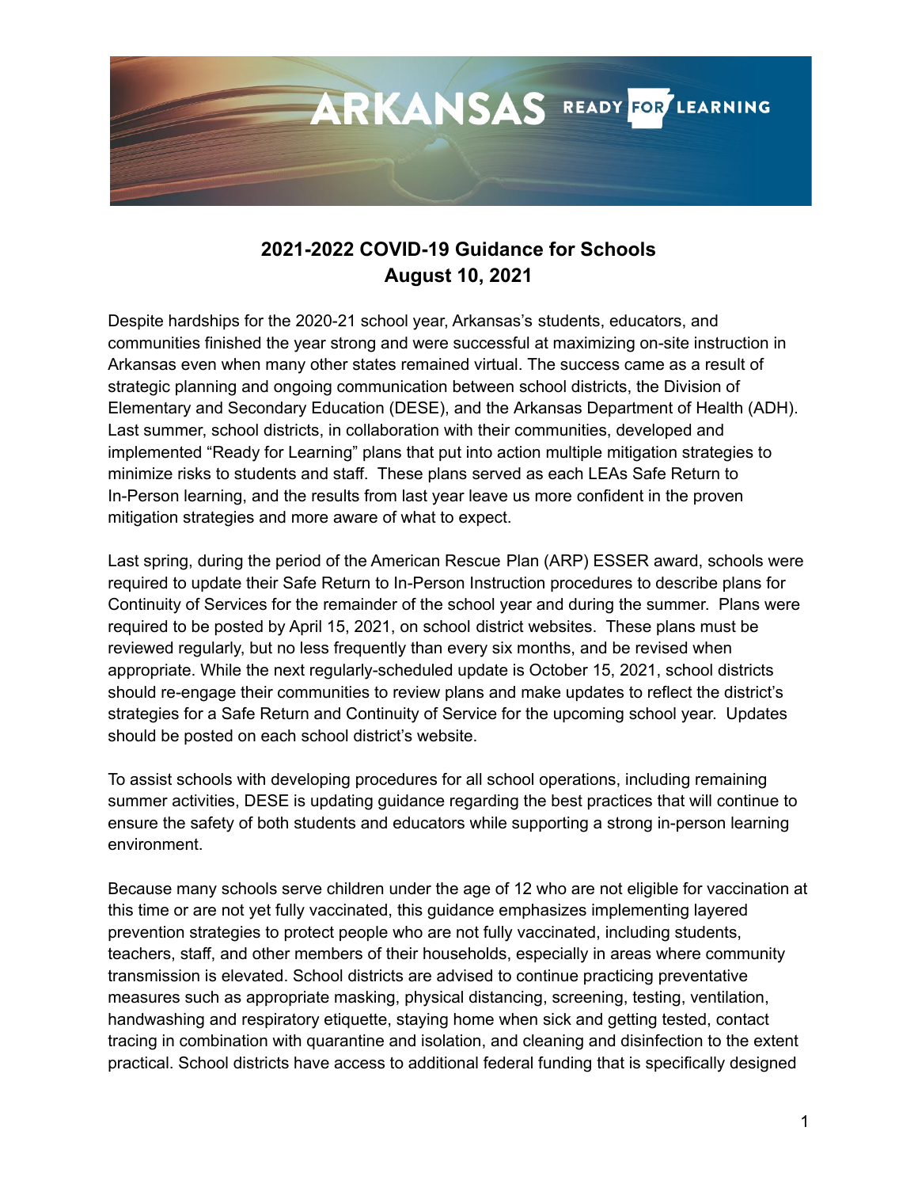ARKANSAS READY FOR LEARNING

## 2021-2022 COVID-19 Guidance for Schools
## August 10, 2021

Despite hardships for the 2020-21 school year, Arkansas's students, educators, and communities finished the year strong and were successful at maximizing on-site instruction in Arkansas even when many other states remained virtual. The success came as a result of strategic planning and ongoing communication between school districts, the Division of Elementary and Secondary Education (DESE), and the Arkansas Department of Health (ADH). Last summer, school districts, in collaboration with their communities, developed and implemented "Ready for Learning" plans that put into action multiple mitigation strategies to minimize risks to students and staff. These plans served as each LEAs Safe Return to In-Person learning, and the results from last year leave us more confident in the proven mitigation strategies and more aware of what to expect.

Last spring, during the period of the American Rescue Plan (ARP) ESSER award, schools were required to update their Safe Return to In-Person Instruction procedures to describe plans for Continuity of Services for the remainder of the school year and during the summer. Plans were required to be posted by April 15, 2021, on school district websites. These plans must be reviewed regularly, but no less frequently than every six months, and be revised when appropriate. While the next regularly-scheduled update is October 15, 2021, school districts should re-engage their communities to review plans and make updates to reflect the district's strategies for a Safe Return and Continuity of Service for the upcoming school year. Updates should be posted on each school district's website.

To assist schools with developing procedures for all school operations, including remaining summer activities, DESE is updating guidance regarding the best practices that will continue to ensure the safety of both students and educators while supporting a strong in-person learning environment.

Because many schools serve children under the age of 12 who are not eligible for vaccination at this time or are not yet fully vaccinated, this guidance emphasizes implementing layered prevention strategies to protect people who are not fully vaccinated, including students, teachers, staff, and other members of their households, especially in areas where community transmission is elevated. School districts are advised to continue practicing preventative measures such as appropriate masking, physical distancing, screening, testing, ventilation, handwashing and respiratory etiquette, staying home when sick and getting tested, contact tracing in combination with quarantine and isolation, and cleaning and disinfection to the extent practical. School districts have access to additional federal funding that is specifically designed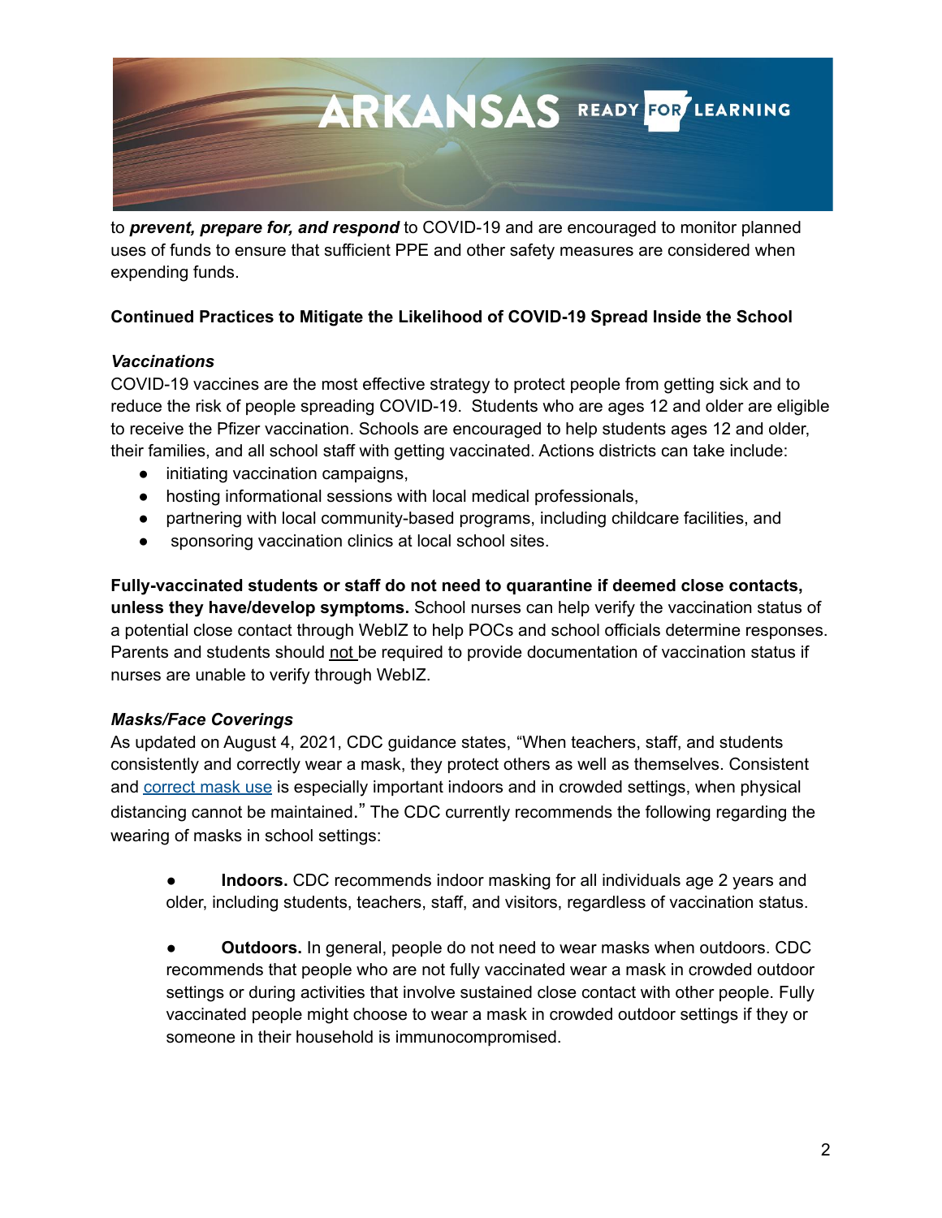to ***prevent, prepare for, and respond*** to COVID-19 and are encouraged to monitor planned uses of funds to ensure that sufficient PPE and other safety measures are considered when expending funds.

**Continued Practices to Mitigate the Likelihood of COVID-19 Spread Inside the School**

***Vaccinations***

COVID-19 vaccines are the most effective strategy to protect people from getting sick and to reduce the risk of people spreading COVID-19. Students who are ages 12 and older are eligible to receive the Pfizer vaccination. Schools are encouraged to help students ages 12 and older, their families, and all school staff with getting vaccinated. Actions districts can take include:

- initiating vaccination campaigns,
- hosting informational sessions with local medical professionals,
- partnering with local community-based programs, including childcare facilities, and
- sponsoring vaccination clinics at local school sites.

**Fully-vaccinated students or staff do not need to quarantine if deemed close contacts, unless they have/develop symptoms.** School nurses can help verify the vaccination status of a potential close contact through WebIZ to help POCs and school officials determine responses. Parents and students should not be required to provide documentation of vaccination status if nurses are unable to verify through WebIZ.

***Masks/Face Coverings***

As updated on August 4, 2021, CDC guidance states, "When teachers, staff, and students consistently and correctly wear a mask, they protect others as well as themselves. Consistent and correct mask use is especially important indoors and in crowded settings, when physical distancing cannot be maintained." The CDC currently recommends the following regarding the wearing of masks in school settings:

- **Indoors.** CDC recommends indoor masking for all individuals age 2 years and older, including students, teachers, staff, and visitors, regardless of vaccination status.

- **Outdoors.** In general, people do not need to wear masks when outdoors. CDC recommends that people who are not fully vaccinated wear a mask in crowded outdoor settings or during activities that involve sustained close contact with other people. Fully vaccinated people might choose to wear a mask in crowded outdoor settings if they or someone in their household is immunocompromised.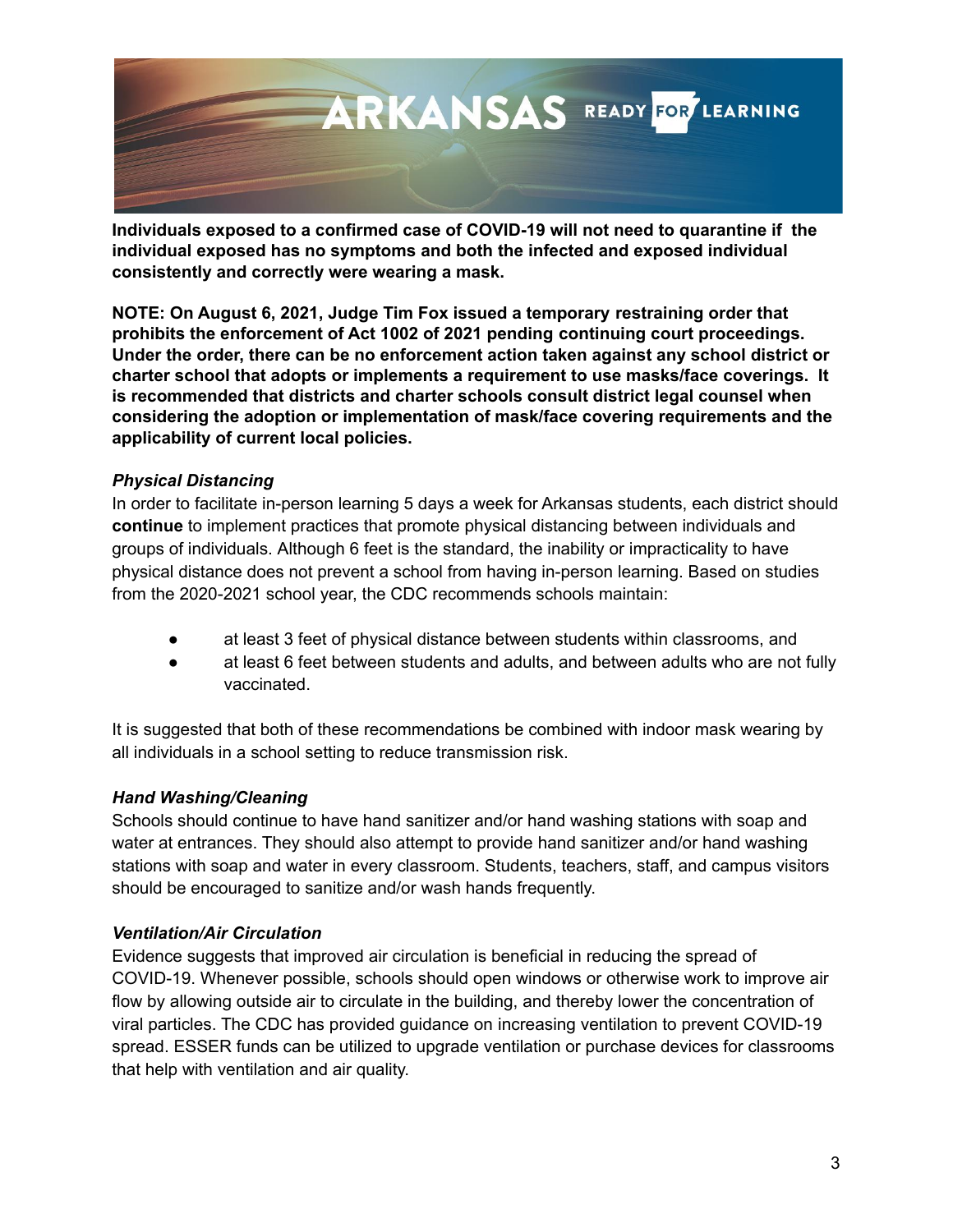**Individuals exposed to a confirmed case of COVID-19 will not need to quarantine if the individual exposed has no symptoms and both the infected and exposed individual consistently and correctly were wearing a mask.**

**NOTE: On August 6, 2021, Judge Tim Fox issued a temporary restraining order that prohibits the enforcement of Act 1002 of 2021 pending continuing court proceedings. Under the order, there can be no enforcement action taken against any school district or charter school that adopts or implements a requirement to use masks/face coverings. It is recommended that districts and charter schools consult district legal counsel when considering the adoption or implementation of mask/face covering requirements and the applicability of current local policies.**

***Physical Distancing***

In order to facilitate in-person learning 5 days a week for Arkansas students, each district should **continue** to implement practices that promote physical distancing between individuals and groups of individuals. Although 6 feet is the standard, the inability or impracticality to have physical distance does not prevent a school from having in-person learning. Based on studies from the 2020-2021 school year, the CDC recommends schools maintain:

- at least 3 feet of physical distance between students within classrooms, and
- at least 6 feet between students and adults, and between adults who are not fully vaccinated.

It is suggested that both of these recommendations be combined with indoor mask wearing by all individuals in a school setting to reduce transmission risk.

***Hand Washing/Cleaning***

Schools should continue to have hand sanitizer and/or hand washing stations with soap and water at entrances. They should also attempt to provide hand sanitizer and/or hand washing stations with soap and water in every classroom. Students, teachers, staff, and campus visitors should be encouraged to sanitize and/or wash hands frequently.

***Ventilation/Air Circulation***

Evidence suggests that improved air circulation is beneficial in reducing the spread of COVID-19. Whenever possible, schools should open windows or otherwise work to improve air flow by allowing outside air to circulate in the building, and thereby lower the concentration of viral particles. The CDC has provided guidance on increasing ventilation to prevent COVID-19 spread. ESSER funds can be utilized to upgrade ventilation or purchase devices for classrooms that help with ventilation and air quality.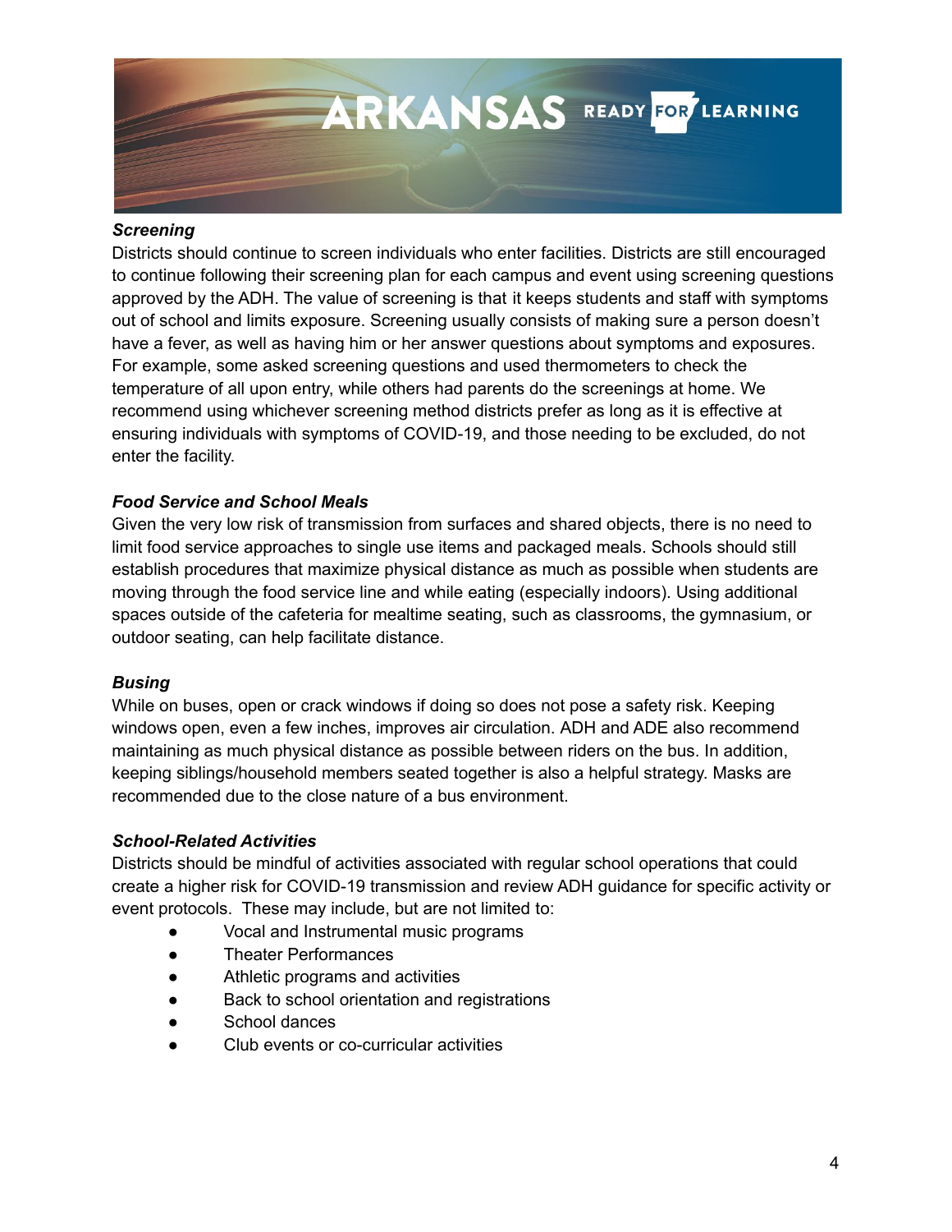### *Screening*

Districts should continue to screen individuals who enter facilities. Districts are still encouraged to continue following their screening plan for each campus and event using screening questions approved by the ADH. The value of screening is that it keeps students and staff with symptoms out of school and limits exposure. Screening usually consists of making sure a person doesn't have a fever, as well as having him or her answer questions about symptoms and exposures. For example, some asked screening questions and used thermometers to check the temperature of all upon entry, while others had parents do the screenings at home. We recommend using whichever screening method districts prefer as long as it is effective at ensuring individuals with symptoms of COVID-19, and those needing to be excluded, do not enter the facility.

### *Food Service and School Meals*

Given the very low risk of transmission from surfaces and shared objects, there is no need to limit food service approaches to single use items and packaged meals. Schools should still establish procedures that maximize physical distance as much as possible when students are moving through the food service line and while eating (especially indoors). Using additional spaces outside of the cafeteria for mealtime seating, such as classrooms, the gymnasium, or outdoor seating, can help facilitate distance.

### *Busing*

While on buses, open or crack windows if doing so does not pose a safety risk. Keeping windows open, even a few inches, improves air circulation. ADH and ADE also recommend maintaining as much physical distance as possible between riders on the bus. In addition, keeping siblings/household members seated together is also a helpful strategy. Masks are recommended due to the close nature of a bus environment.

### *School-Related Activities*

Districts should be mindful of activities associated with regular school operations that could create a higher risk for COVID-19 transmission and review ADH guidance for specific activity or event protocols. These may include, but are not limited to:

- Vocal and Instrumental music programs
- Theater Performances
- Athletic programs and activities
- Back to school orientation and registrations
- School dances
- Club events or co-curricular activities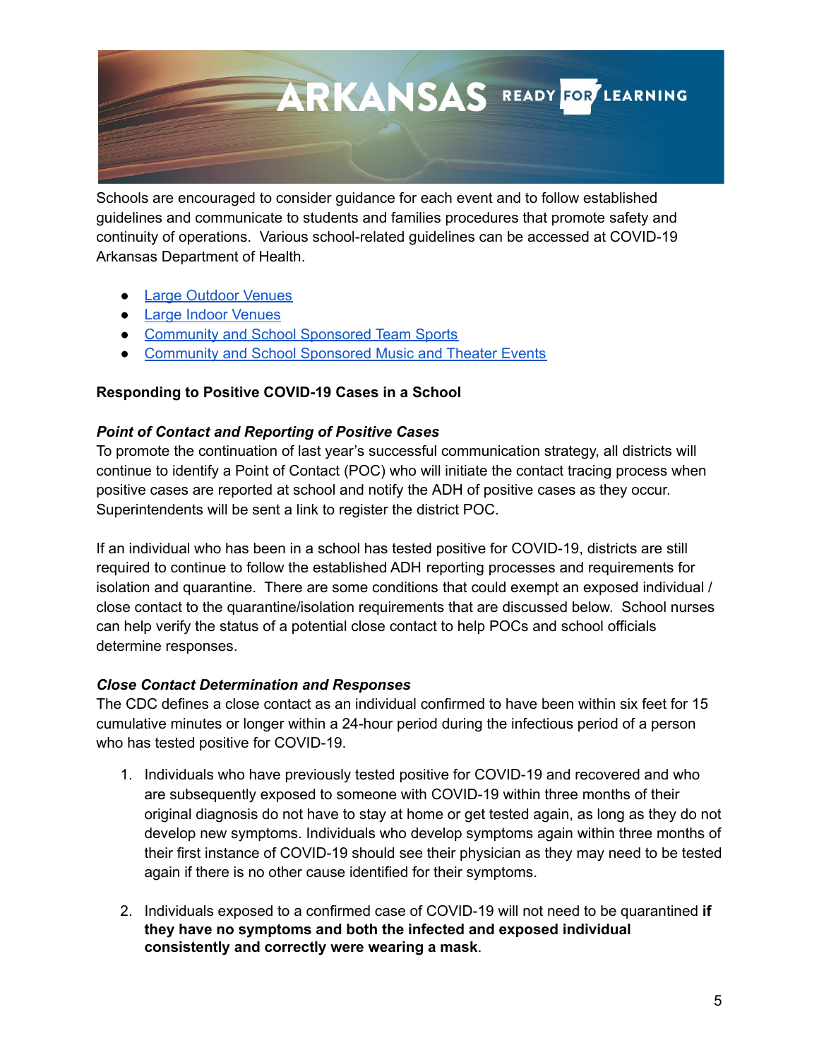Schools are encouraged to consider guidance for each event and to follow established guidelines and communicate to students and families procedures that promote safety and continuity of operations. Various school-related guidelines can be accessed at COVID-19 Arkansas Department of Health.

- Large Outdoor Venues
- Large Indoor Venues
- Community and School Sponsored Team Sports
- Community and School Sponsored Music and Theater Events

**Responding to Positive COVID-19 Cases in a School**

***Point of Contact and Reporting of Positive Cases***

To promote the continuation of last year's successful communication strategy, all districts will continue to identify a Point of Contact (POC) who will initiate the contact tracing process when positive cases are reported at school and notify the ADH of positive cases as they occur. Superintendents will be sent a link to register the district POC.

If an individual who has been in a school has tested positive for COVID-19, districts are still required to continue to follow the established ADH reporting processes and requirements for isolation and quarantine. There are some conditions that could exempt an exposed individual / close contact to the quarantine/isolation requirements that are discussed below. School nurses can help verify the status of a potential close contact to help POCs and school officials determine responses.

***Close Contact Determination and Responses***

The CDC defines a close contact as an individual confirmed to have been within six feet for 15 cumulative minutes or longer within a 24-hour period during the infectious period of a person who has tested positive for COVID-19.

1. Individuals who have previously tested positive for COVID-19 and recovered and who are subsequently exposed to someone with COVID-19 within three months of their original diagnosis do not have to stay at home or get tested again, as long as they do not develop new symptoms. Individuals who develop symptoms again within three months of their first instance of COVID-19 should see their physician as they may need to be tested again if there is no other cause identified for their symptoms.

2. Individuals exposed to a confirmed case of COVID-19 will not need to be quarantined **if they have no symptoms and both the infected and exposed individual consistently and correctly were wearing a mask**.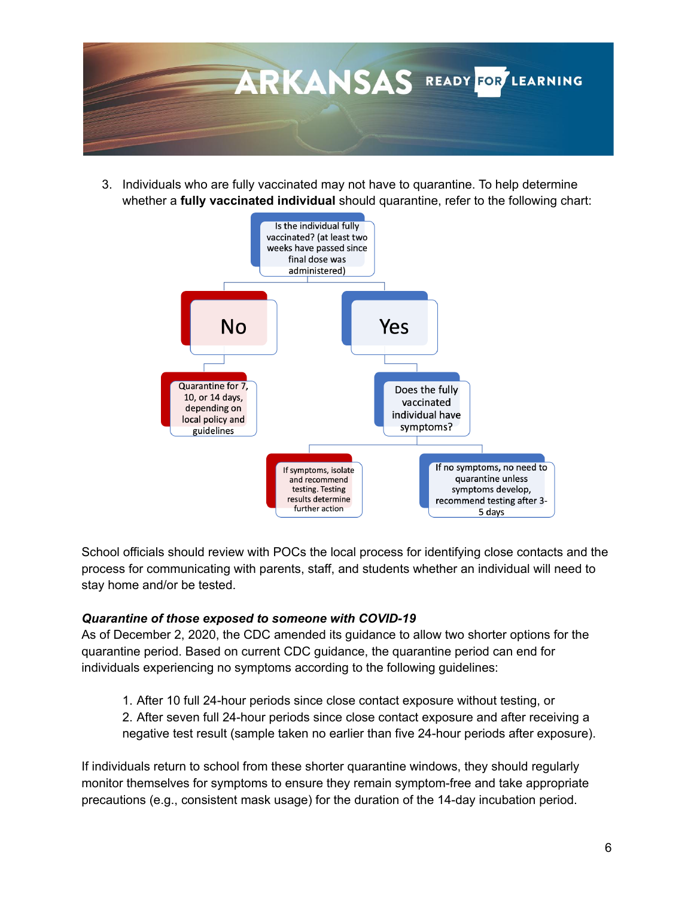3. Individuals who are fully vaccinated may not have to quarantine. To help determine whether a **fully vaccinated individual** should quarantine, refer to the following chart:

Is the individual fully vaccinated? (at least two weeks have passed since final dose was administered)

- **No**
  - Quarantine for 7, 10, or 14 days, depending on local policy and guidelines
- **Yes**
  - Does the fully vaccinated individual have symptoms?
    - If symptoms, isolate and recommend testing. Testing results determine further action
    - If no symptoms, no need to quarantine unless symptoms develop, recommend testing after 3-5 days

School officials should review with POCs the local process for identifying close contacts and the process for communicating with parents, staff, and students whether an individual will need to stay home and/or be tested.

***Quarantine of those exposed to someone with COVID-19***

As of December 2, 2020, the CDC amended its guidance to allow two shorter options for the quarantine period. Based on current CDC guidance, the quarantine period can end for individuals experiencing no symptoms according to the following guidelines:

1. After 10 full 24-hour periods since close contact exposure without testing, or
2. After seven full 24-hour periods since close contact exposure and after receiving a negative test result (sample taken no earlier than five 24-hour periods after exposure).

If individuals return to school from these shorter quarantine windows, they should regularly monitor themselves for symptoms to ensure they remain symptom-free and take appropriate precautions (e.g., consistent mask usage) for the duration of the 14-day incubation period.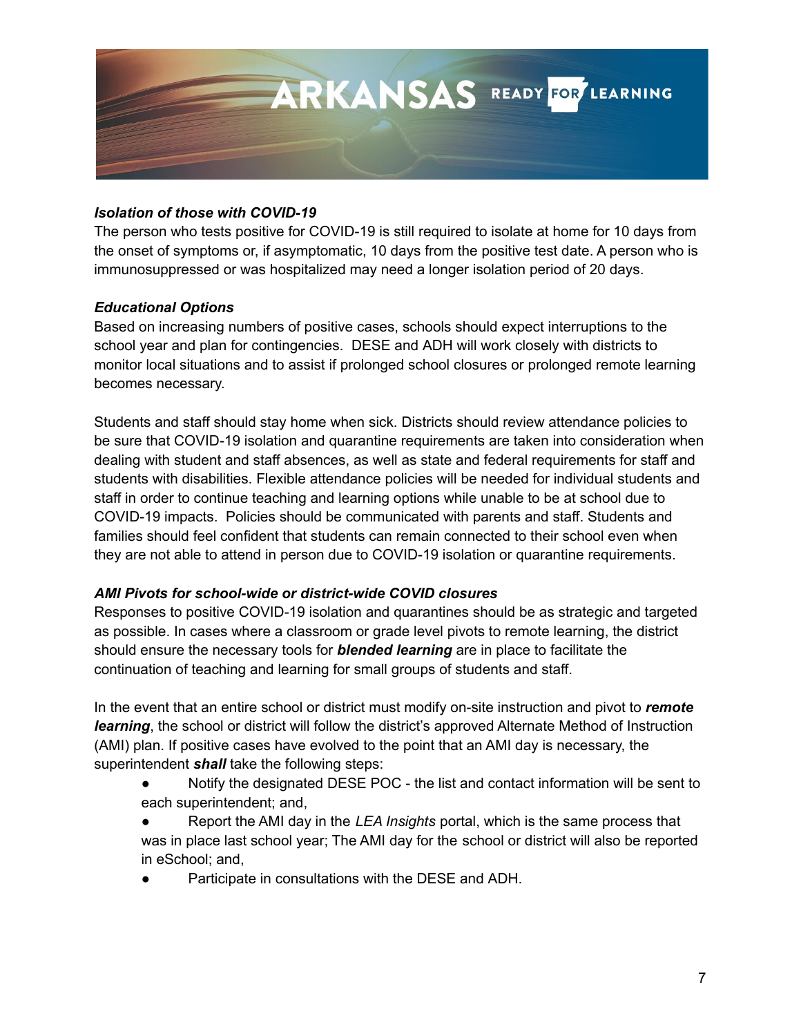### *Isolation of those with COVID-19*

The person who tests positive for COVID-19 is still required to isolate at home for 10 days from the onset of symptoms or, if asymptomatic, 10 days from the positive test date. A person who is immunosuppressed or was hospitalized may need a longer isolation period of 20 days.

### *Educational Options*

Based on increasing numbers of positive cases, schools should expect interruptions to the school year and plan for contingencies. DESE and ADH will work closely with districts to monitor local situations and to assist if prolonged school closures or prolonged remote learning becomes necessary.

Students and staff should stay home when sick. Districts should review attendance policies to be sure that COVID-19 isolation and quarantine requirements are taken into consideration when dealing with student and staff absences, as well as state and federal requirements for staff and students with disabilities. Flexible attendance policies will be needed for individual students and staff in order to continue teaching and learning options while unable to be at school due to COVID-19 impacts. Policies should be communicated with parents and staff. Students and families should feel confident that students can remain connected to their school even when they are not able to attend in person due to COVID-19 isolation or quarantine requirements.

### *AMI Pivots for school-wide or district-wide COVID closures*

Responses to positive COVID-19 isolation and quarantines should be as strategic and targeted as possible. In cases where a classroom or grade level pivots to remote learning, the district should ensure the necessary tools for ***blended learning*** are in place to facilitate the continuation of teaching and learning for small groups of students and staff.

In the event that an entire school or district must modify on-site instruction and pivot to ***remote learning***, the school or district will follow the district's approved Alternate Method of Instruction (AMI) plan. If positive cases have evolved to the point that an AMI day is necessary, the superintendent ***shall*** take the following steps:

- Notify the designated DESE POC - the list and contact information will be sent to each superintendent; and,
- Report the AMI day in the *LEA Insights* portal, which is the same process that was in place last school year; The AMI day for the school or district will also be reported in eSchool; and,
- Participate in consultations with the DESE and ADH.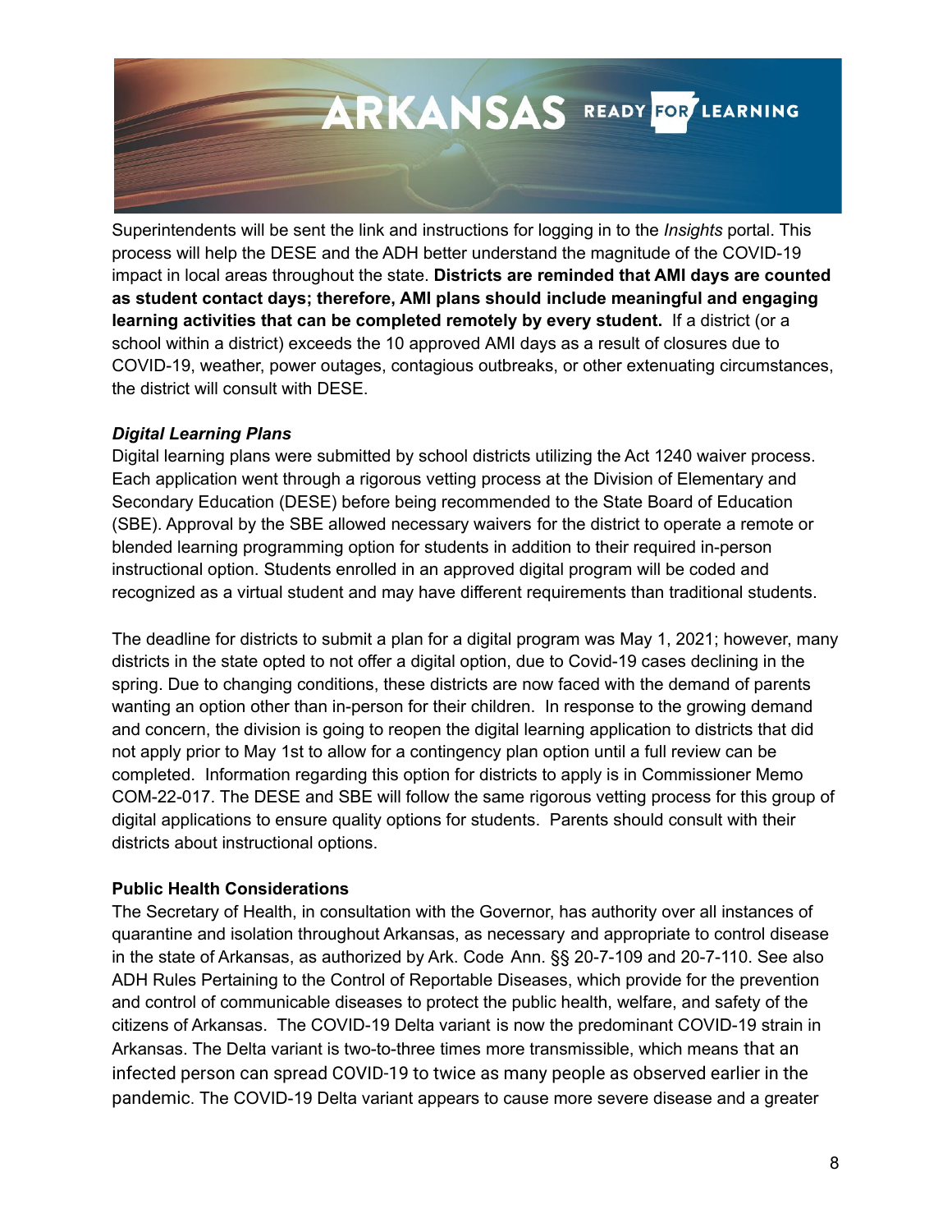Superintendents will be sent the link and instructions for logging in to the *Insights* portal. This process will help the DESE and the ADH better understand the magnitude of the COVID-19 impact in local areas throughout the state. **Districts are reminded that AMI days are counted as student contact days; therefore, AMI plans should include meaningful and engaging learning activities that can be completed remotely by every student.** If a district (or a school within a district) exceeds the 10 approved AMI days as a result of closures due to COVID-19, weather, power outages, contagious outbreaks, or other extenuating circumstances, the district will consult with DESE.

***Digital Learning Plans***

Digital learning plans were submitted by school districts utilizing the Act 1240 waiver process. Each application went through a rigorous vetting process at the Division of Elementary and Secondary Education (DESE) before being recommended to the State Board of Education (SBE). Approval by the SBE allowed necessary waivers for the district to operate a remote or blended learning programming option for students in addition to their required in-person instructional option. Students enrolled in an approved digital program will be coded and recognized as a virtual student and may have different requirements than traditional students.

The deadline for districts to submit a plan for a digital program was May 1, 2021; however, many districts in the state opted to not offer a digital option, due to Covid-19 cases declining in the spring. Due to changing conditions, these districts are now faced with the demand of parents wanting an option other than in-person for their children. In response to the growing demand and concern, the division is going to reopen the digital learning application to districts that did not apply prior to May 1st to allow for a contingency plan option until a full review can be completed. Information regarding this option for districts to apply is in Commissioner Memo COM-22-017. The DESE and SBE will follow the same rigorous vetting process for this group of digital applications to ensure quality options for students. Parents should consult with their districts about instructional options.

**Public Health Considerations**

The Secretary of Health, in consultation with the Governor, has authority over all instances of quarantine and isolation throughout Arkansas, as necessary and appropriate to control disease in the state of Arkansas, as authorized by Ark. Code Ann. §§ 20-7-109 and 20-7-110. See also ADH Rules Pertaining to the Control of Reportable Diseases, which provide for the prevention and control of communicable diseases to protect the public health, welfare, and safety of the citizens of Arkansas. The COVID-19 Delta variant is now the predominant COVID-19 strain in Arkansas. The Delta variant is two-to-three times more transmissible, which means that an infected person can spread COVID-19 to twice as many people as observed earlier in the pandemic. The COVID-19 Delta variant appears to cause more severe disease and a greater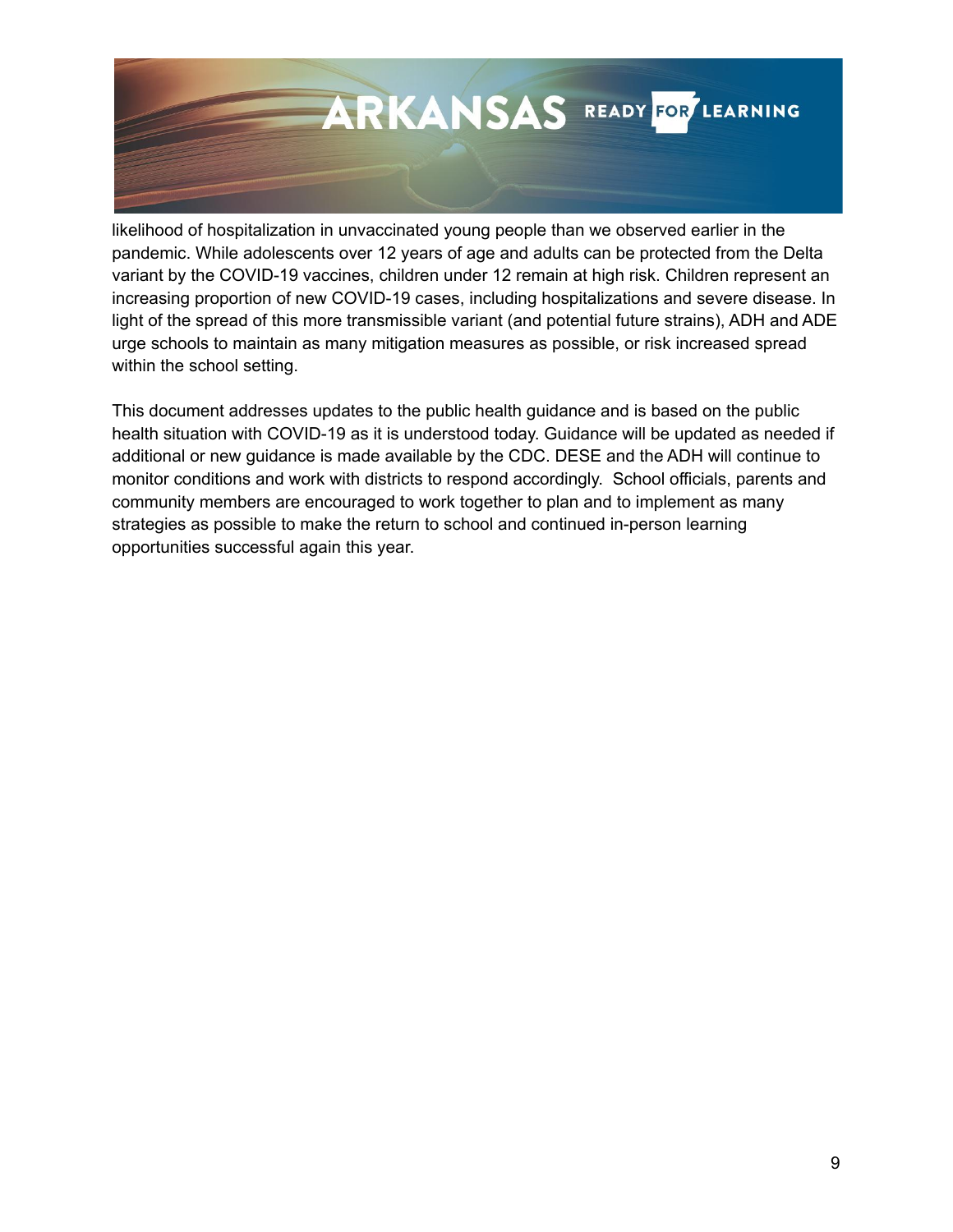likelihood of hospitalization in unvaccinated young people than we observed earlier in the pandemic. While adolescents over 12 years of age and adults can be protected from the Delta variant by the COVID-19 vaccines, children under 12 remain at high risk. Children represent an increasing proportion of new COVID-19 cases, including hospitalizations and severe disease. In light of the spread of this more transmissible variant (and potential future strains), ADH and ADE urge schools to maintain as many mitigation measures as possible, or risk increased spread within the school setting.

This document addresses updates to the public health guidance and is based on the public health situation with COVID-19 as it is understood today. Guidance will be updated as needed if additional or new guidance is made available by the CDC. DESE and the ADH will continue to monitor conditions and work with districts to respond accordingly. School officials, parents and community members are encouraged to work together to plan and to implement as many strategies as possible to make the return to school and continued in-person learning opportunities successful again this year.